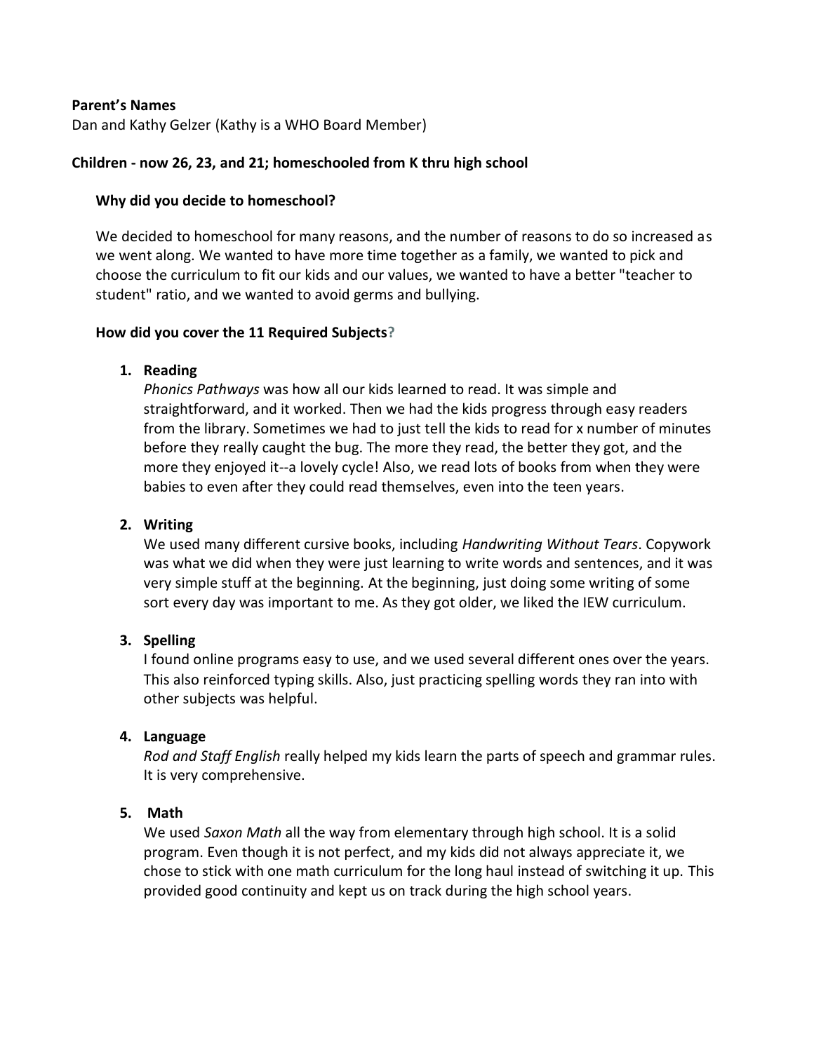**Parent's Names**
Dan and Kathy Gelzer (Kathy is a WHO Board Member)

**Children - now 26, 23, and 21; homeschooled from K thru high school**

**Why did you decide to homeschool?**

We decided to homeschool for many reasons, and the number of reasons to do so increased as we went along. We wanted to have more time together as a family, we wanted to pick and choose the curriculum to fit our kids and our values, we wanted to have a better "teacher to student" ratio, and we wanted to avoid germs and bullying.

**How did you cover the 11 Required Subjects?**

1. **Reading**
   *Phonics Pathways* was how all our kids learned to read. It was simple and straightforward, and it worked. Then we had the kids progress through easy readers from the library. Sometimes we had to just tell the kids to read for x number of minutes before they really caught the bug. The more they read, the better they got, and the more they enjoyed it--a lovely cycle! Also, we read lots of books from when they were babies to even after they could read themselves, even into the teen years.

2. **Writing**
   We used many different cursive books, including *Handwriting Without Tears*. Copywork was what we did when they were just learning to write words and sentences, and it was very simple stuff at the beginning. At the beginning, just doing some writing of some sort every day was important to me. As they got older, we liked the IEW curriculum.

3. **Spelling**
   I found online programs easy to use, and we used several different ones over the years. This also reinforced typing skills. Also, just practicing spelling words they ran into with other subjects was helpful.

4. **Language**
   *Rod and Staff English* really helped my kids learn the parts of speech and grammar rules. It is very comprehensive.

5. **Math**
   We used *Saxon Math* all the way from elementary through high school. It is a solid program. Even though it is not perfect, and my kids did not always appreciate it, we chose to stick with one math curriculum for the long haul instead of switching it up. This provided good continuity and kept us on track during the high school years.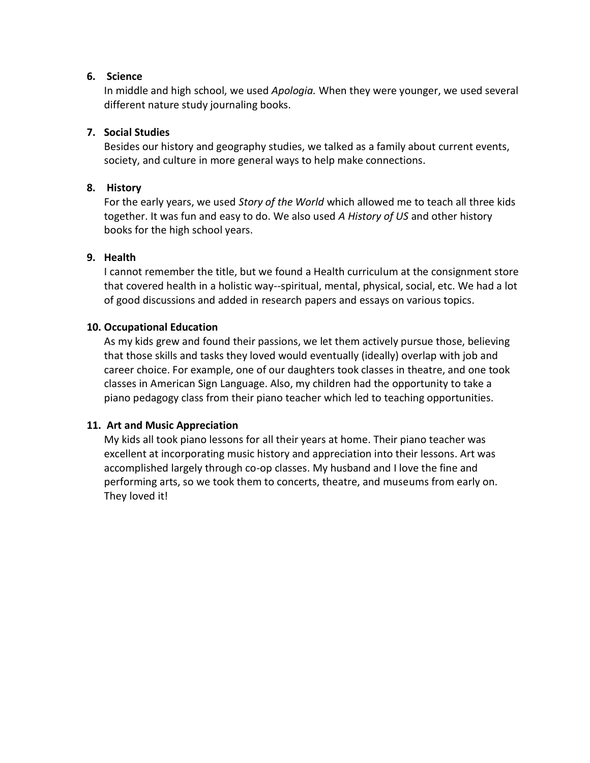6. **Science**

   In middle and high school, we used *Apologia.* When they were younger, we used several different nature study journaling books.

7. **Social Studies**

   Besides our history and geography studies, we talked as a family about current events, society, and culture in more general ways to help make connections.

8. **History**

   For the early years, we used *Story of the World* which allowed me to teach all three kids together. It was fun and easy to do. We also used *A History of US* and other history books for the high school years.

9. **Health**

   I cannot remember the title, but we found a Health curriculum at the consignment store that covered health in a holistic way--spiritual, mental, physical, social, etc. We had a lot of good discussions and added in research papers and essays on various topics.

10. **Occupational Education**

    As my kids grew and found their passions, we let them actively pursue those, believing that those skills and tasks they loved would eventually (ideally) overlap with job and career choice. For example, one of our daughters took classes in theatre, and one took classes in American Sign Language. Also, my children had the opportunity to take a piano pedagogy class from their piano teacher which led to teaching opportunities.

11. **Art and Music Appreciation**

    My kids all took piano lessons for all their years at home. Their piano teacher was excellent at incorporating music history and appreciation into their lessons. Art was accomplished largely through co-op classes. My husband and I love the fine and performing arts, so we took them to concerts, theatre, and museums from early on. They loved it!